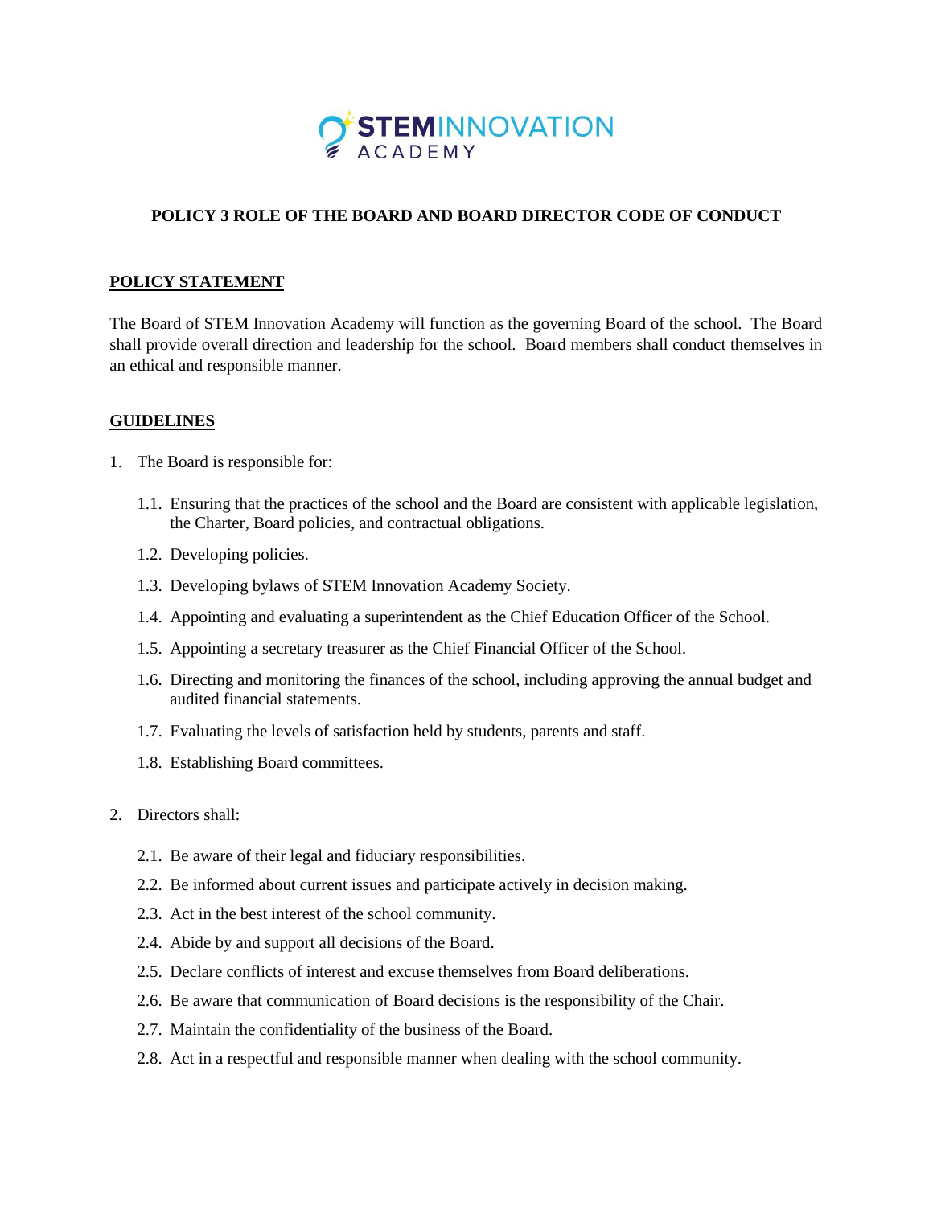# POLICY 3 ROLE OF THE BOARD AND BOARD DIRECTOR CODE OF CONDUCT

## POLICY STATEMENT

The Board of STEM Innovation Academy will function as the governing Board of the school. The Board shall provide overall direction and leadership for the school. Board members shall conduct themselves in an ethical and responsible manner.

## GUIDELINES

1. The Board is responsible for:

   1.1. Ensuring that the practices of the school and the Board are consistent with applicable legislation, the Charter, Board policies, and contractual obligations.

   1.2. Developing policies.

   1.3. Developing bylaws of STEM Innovation Academy Society.

   1.4. Appointing and evaluating a superintendent as the Chief Education Officer of the School.

   1.5. Appointing a secretary treasurer as the Chief Financial Officer of the School.

   1.6. Directing and monitoring the finances of the school, including approving the annual budget and audited financial statements.

   1.7. Evaluating the levels of satisfaction held by students, parents and staff.

   1.8. Establishing Board committees.

2. Directors shall:

   2.1. Be aware of their legal and fiduciary responsibilities.

   2.2. Be informed about current issues and participate actively in decision making.

   2.3. Act in the best interest of the school community.

   2.4. Abide by and support all decisions of the Board.

   2.5. Declare conflicts of interest and excuse themselves from Board deliberations.

   2.6. Be aware that communication of Board decisions is the responsibility of the Chair.

   2.7. Maintain the confidentiality of the business of the Board.

   2.8. Act in a respectful and responsible manner when dealing with the school community.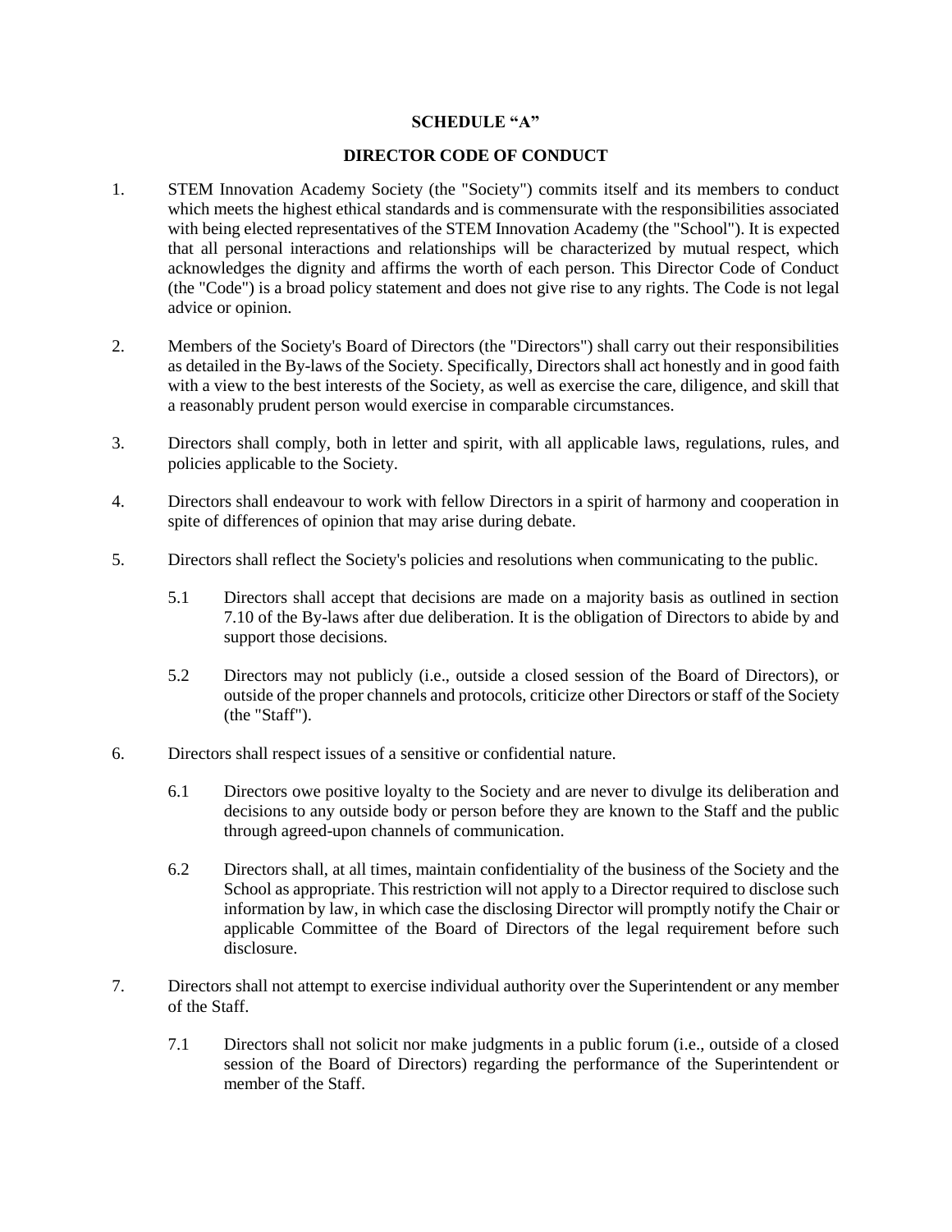# SCHEDULE "A"

## DIRECTOR CODE OF CONDUCT

1. STEM Innovation Academy Society (the "Society") commits itself and its members to conduct which meets the highest ethical standards and is commensurate with the responsibilities associated with being elected representatives of the STEM Innovation Academy (the "School"). It is expected that all personal interactions and relationships will be characterized by mutual respect, which acknowledges the dignity and affirms the worth of each person. This Director Code of Conduct (the "Code") is a broad policy statement and does not give rise to any rights. The Code is not legal advice or opinion.

2. Members of the Society's Board of Directors (the "Directors") shall carry out their responsibilities as detailed in the By-laws of the Society. Specifically, Directors shall act honestly and in good faith with a view to the best interests of the Society, as well as exercise the care, diligence, and skill that a reasonably prudent person would exercise in comparable circumstances.

3. Directors shall comply, both in letter and spirit, with all applicable laws, regulations, rules, and policies applicable to the Society.

4. Directors shall endeavour to work with fellow Directors in a spirit of harmony and cooperation in spite of differences of opinion that may arise during debate.

5. Directors shall reflect the Society's policies and resolutions when communicating to the public.

   5.1 Directors shall accept that decisions are made on a majority basis as outlined in section 7.10 of the By-laws after due deliberation. It is the obligation of Directors to abide by and support those decisions.

   5.2 Directors may not publicly (i.e., outside a closed session of the Board of Directors), or outside of the proper channels and protocols, criticize other Directors or staff of the Society (the "Staff").

6. Directors shall respect issues of a sensitive or confidential nature.

   6.1 Directors owe positive loyalty to the Society and are never to divulge its deliberation and decisions to any outside body or person before they are known to the Staff and the public through agreed-upon channels of communication.

   6.2 Directors shall, at all times, maintain confidentiality of the business of the Society and the School as appropriate. This restriction will not apply to a Director required to disclose such information by law, in which case the disclosing Director will promptly notify the Chair or applicable Committee of the Board of Directors of the legal requirement before such disclosure.

7. Directors shall not attempt to exercise individual authority over the Superintendent or any member of the Staff.

   7.1 Directors shall not solicit nor make judgments in a public forum (i.e., outside of a closed session of the Board of Directors) regarding the performance of the Superintendent or member of the Staff.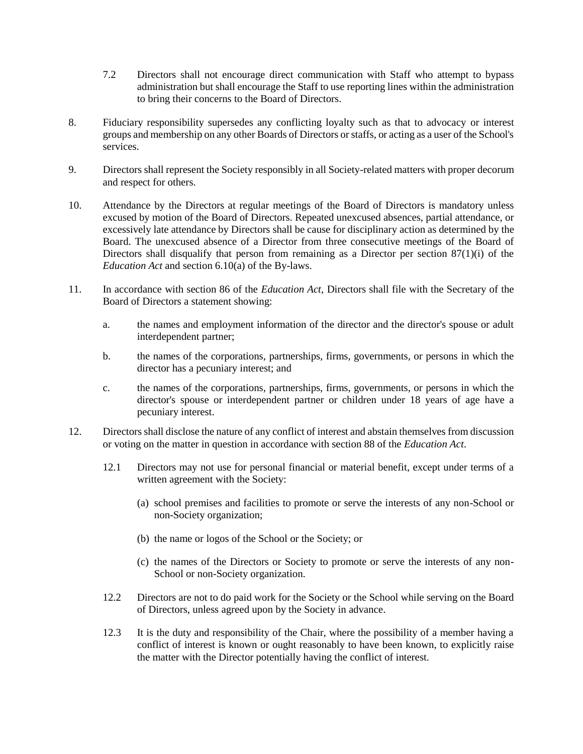7.2 Directors shall not encourage direct communication with Staff who attempt to bypass administration but shall encourage the Staff to use reporting lines within the administration to bring their concerns to the Board of Directors.

8. Fiduciary responsibility supersedes any conflicting loyalty such as that to advocacy or interest groups and membership on any other Boards of Directors or staffs, or acting as a user of the School's services.

9. Directors shall represent the Society responsibly in all Society-related matters with proper decorum and respect for others.

10. Attendance by the Directors at regular meetings of the Board of Directors is mandatory unless excused by motion of the Board of Directors. Repeated unexcused absences, partial attendance, or excessively late attendance by Directors shall be cause for disciplinary action as determined by the Board. The unexcused absence of a Director from three consecutive meetings of the Board of Directors shall disqualify that person from remaining as a Director per section 87(1)(i) of the *Education Act* and section 6.10(a) of the By-laws.

11. In accordance with section 86 of the *Education Act*, Directors shall file with the Secretary of the Board of Directors a statement showing:

    a. the names and employment information of the director and the director's spouse or adult interdependent partner;

    b. the names of the corporations, partnerships, firms, governments, or persons in which the director has a pecuniary interest; and

    c. the names of the corporations, partnerships, firms, governments, or persons in which the director's spouse or interdependent partner or children under 18 years of age have a pecuniary interest.

12. Directors shall disclose the nature of any conflict of interest and abstain themselves from discussion or voting on the matter in question in accordance with section 88 of the *Education Act*.

    12.1 Directors may not use for personal financial or material benefit, except under terms of a written agreement with the Society:

    (a) school premises and facilities to promote or serve the interests of any non-School or non-Society organization;

    (b) the name or logos of the School or the Society; or

    (c) the names of the Directors or Society to promote or serve the interests of any non-School or non-Society organization.

    12.2 Directors are not to do paid work for the Society or the School while serving on the Board of Directors, unless agreed upon by the Society in advance.

    12.3 It is the duty and responsibility of the Chair, where the possibility of a member having a conflict of interest is known or ought reasonably to have been known, to explicitly raise the matter with the Director potentially having the conflict of interest.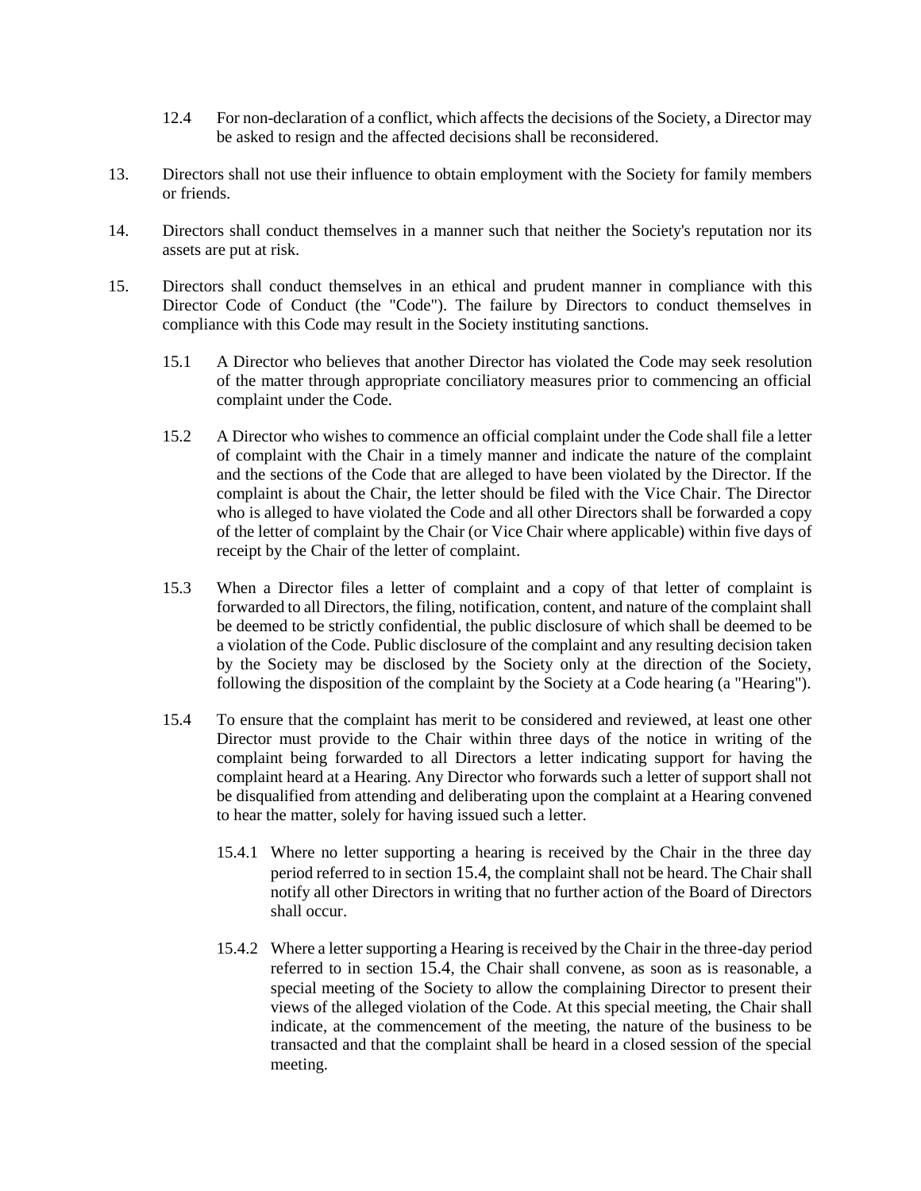12.4 For non-declaration of a conflict, which affects the decisions of the Society, a Director may be asked to resign and the affected decisions shall be reconsidered.

13. Directors shall not use their influence to obtain employment with the Society for family members or friends.

14. Directors shall conduct themselves in a manner such that neither the Society's reputation nor its assets are put at risk.

15. Directors shall conduct themselves in an ethical and prudent manner in compliance with this Director Code of Conduct (the "Code"). The failure by Directors to conduct themselves in compliance with this Code may result in the Society instituting sanctions.

15.1 A Director who believes that another Director has violated the Code may seek resolution of the matter through appropriate conciliatory measures prior to commencing an official complaint under the Code.

15.2 A Director who wishes to commence an official complaint under the Code shall file a letter of complaint with the Chair in a timely manner and indicate the nature of the complaint and the sections of the Code that are alleged to have been violated by the Director. If the complaint is about the Chair, the letter should be filed with the Vice Chair. The Director who is alleged to have violated the Code and all other Directors shall be forwarded a copy of the letter of complaint by the Chair (or Vice Chair where applicable) within five days of receipt by the Chair of the letter of complaint.

15.3 When a Director files a letter of complaint and a copy of that letter of complaint is forwarded to all Directors, the filing, notification, content, and nature of the complaint shall be deemed to be strictly confidential, the public disclosure of which shall be deemed to be a violation of the Code. Public disclosure of the complaint and any resulting decision taken by the Society may be disclosed by the Society only at the direction of the Society, following the disposition of the complaint by the Society at a Code hearing (a "Hearing").

15.4 To ensure that the complaint has merit to be considered and reviewed, at least one other Director must provide to the Chair within three days of the notice in writing of the complaint being forwarded to all Directors a letter indicating support for having the complaint heard at a Hearing. Any Director who forwards such a letter of support shall not be disqualified from attending and deliberating upon the complaint at a Hearing convened to hear the matter, solely for having issued such a letter.

15.4.1 Where no letter supporting a hearing is received by the Chair in the three day period referred to in section 15.4, the complaint shall not be heard. The Chair shall notify all other Directors in writing that no further action of the Board of Directors shall occur.

15.4.2 Where a letter supporting a Hearing is received by the Chair in the three-day period referred to in section 15.4, the Chair shall convene, as soon as is reasonable, a special meeting of the Society to allow the complaining Director to present their views of the alleged violation of the Code. At this special meeting, the Chair shall indicate, at the commencement of the meeting, the nature of the business to be transacted and that the complaint shall be heard in a closed session of the special meeting.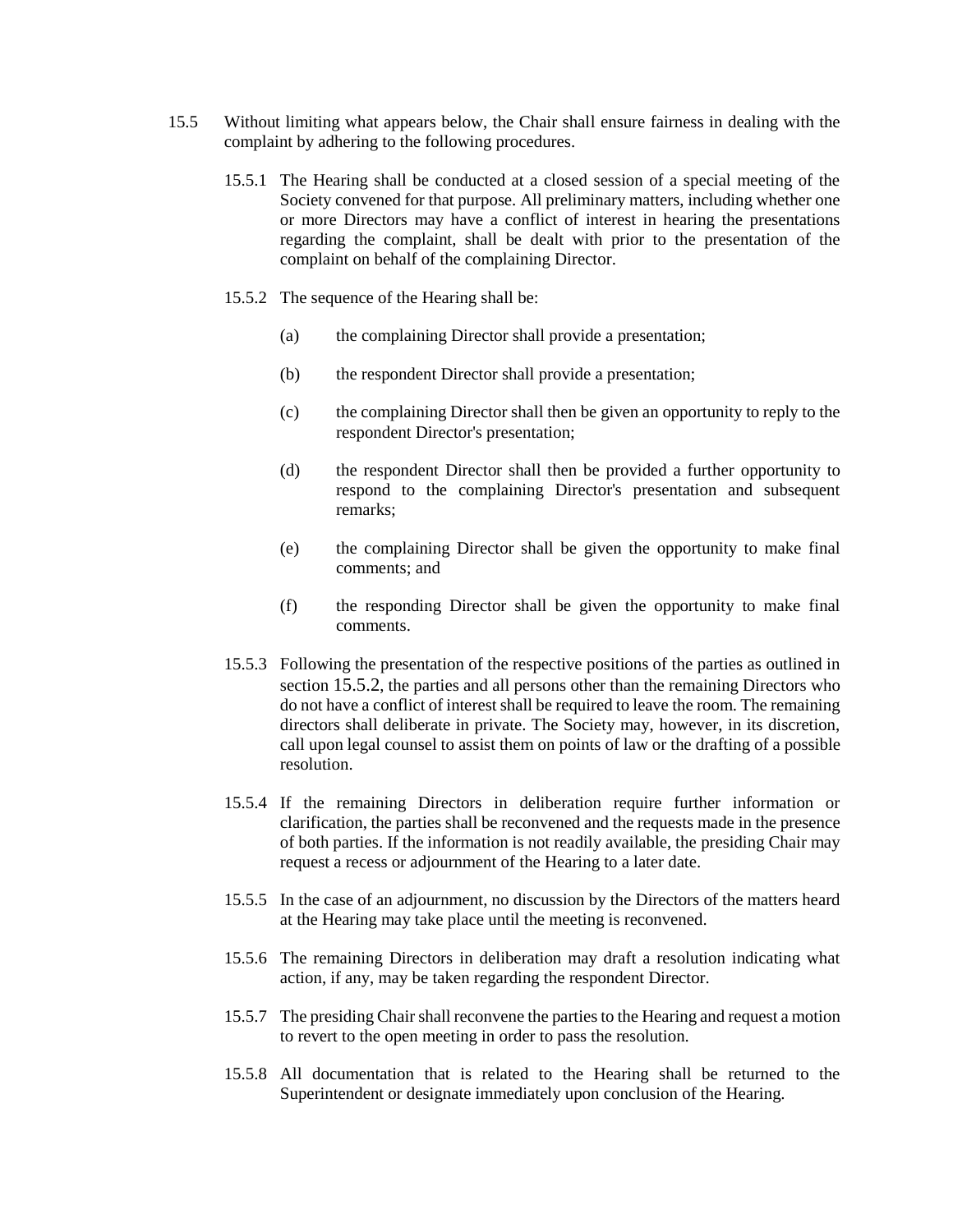15.5 Without limiting what appears below, the Chair shall ensure fairness in dealing with the complaint by adhering to the following procedures.

15.5.1 The Hearing shall be conducted at a closed session of a special meeting of the Society convened for that purpose. All preliminary matters, including whether one or more Directors may have a conflict of interest in hearing the presentations regarding the complaint, shall be dealt with prior to the presentation of the complaint on behalf of the complaining Director.

15.5.2 The sequence of the Hearing shall be:

(a) the complaining Director shall provide a presentation;

(b) the respondent Director shall provide a presentation;

(c) the complaining Director shall then be given an opportunity to reply to the respondent Director's presentation;

(d) the respondent Director shall then be provided a further opportunity to respond to the complaining Director's presentation and subsequent remarks;

(e) the complaining Director shall be given the opportunity to make final comments; and

(f) the responding Director shall be given the opportunity to make final comments.

15.5.3 Following the presentation of the respective positions of the parties as outlined in section 15.5.2, the parties and all persons other than the remaining Directors who do not have a conflict of interest shall be required to leave the room. The remaining directors shall deliberate in private. The Society may, however, in its discretion, call upon legal counsel to assist them on points of law or the drafting of a possible resolution.

15.5.4 If the remaining Directors in deliberation require further information or clarification, the parties shall be reconvened and the requests made in the presence of both parties. If the information is not readily available, the presiding Chair may request a recess or adjournment of the Hearing to a later date.

15.5.5 In the case of an adjournment, no discussion by the Directors of the matters heard at the Hearing may take place until the meeting is reconvened.

15.5.6 The remaining Directors in deliberation may draft a resolution indicating what action, if any, may be taken regarding the respondent Director.

15.5.7 The presiding Chair shall reconvene the parties to the Hearing and request a motion to revert to the open meeting in order to pass the resolution.

15.5.8 All documentation that is related to the Hearing shall be returned to the Superintendent or designate immediately upon conclusion of the Hearing.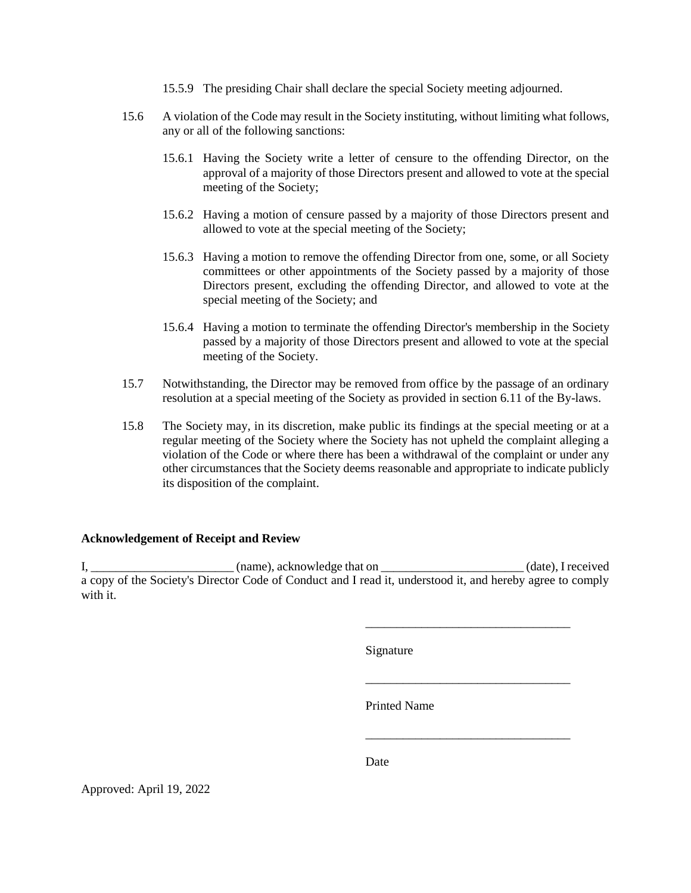15.5.9 The presiding Chair shall declare the special Society meeting adjourned.

15.6 A violation of the Code may result in the Society instituting, without limiting what follows, any or all of the following sanctions:

15.6.1 Having the Society write a letter of censure to the offending Director, on the approval of a majority of those Directors present and allowed to vote at the special meeting of the Society;

15.6.2 Having a motion of censure passed by a majority of those Directors present and allowed to vote at the special meeting of the Society;

15.6.3 Having a motion to remove the offending Director from one, some, or all Society committees or other appointments of the Society passed by a majority of those Directors present, excluding the offending Director, and allowed to vote at the special meeting of the Society; and

15.6.4 Having a motion to terminate the offending Director's membership in the Society passed by a majority of those Directors present and allowed to vote at the special meeting of the Society.

15.7 Notwithstanding, the Director may be removed from office by the passage of an ordinary resolution at a special meeting of the Society as provided in section 6.11 of the By-laws.

15.8 The Society may, in its discretion, make public its findings at the special meeting or at a regular meeting of the Society where the Society has not upheld the complaint alleging a violation of the Code or where there has been a withdrawal of the complaint or under any other circumstances that the Society deems reasonable and appropriate to indicate publicly its disposition of the complaint.

**Acknowledgement of Receipt and Review**

I, _______________________ (name), acknowledge that on _______________________ (date), I received a copy of the Society's Director Code of Conduct and I read it, understood it, and hereby agree to comply with it.

_________________________________

Signature

_________________________________

Printed Name

_________________________________

Date

Approved: April 19, 2022